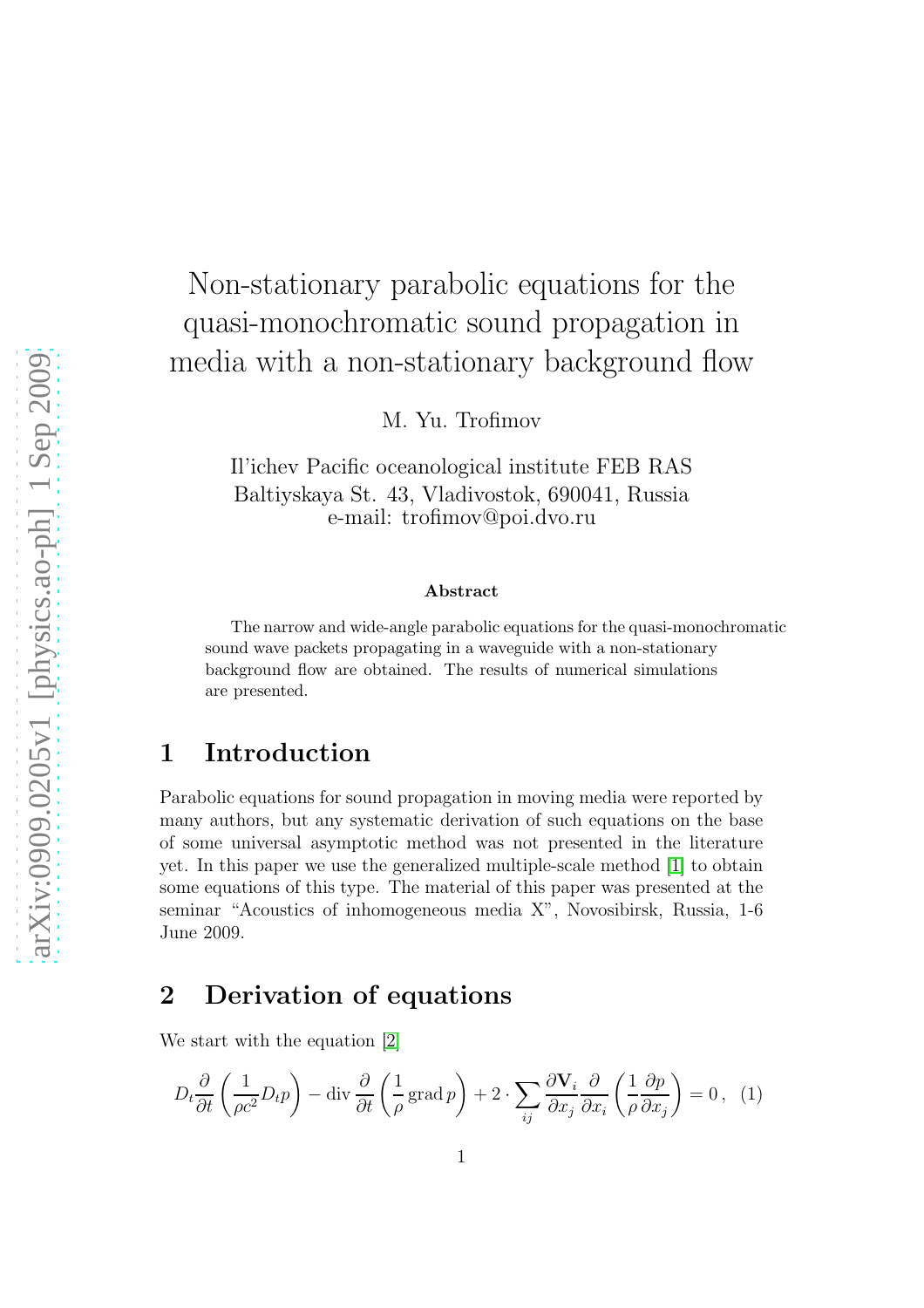# Non-stationary parabolic equations for the quasi-monochromatic sound propagation in media with a non-stationary background flow

M. Yu. Trofimov

Il'ichev Pacific oceanological institute FEB RAS
Baltiyskaya St. 43, Vladivostok, 690041, Russia
e-mail: trofimov@poi.dvo.ru

### Abstract

The narrow and wide-angle parabolic equations for the quasi-monochromatic sound wave packets propagating in a waveguide with a non-stationary background flow are obtained. The results of numerical simulations are presented.

## 1 Introduction

Parabolic equations for sound propagation in moving media were reported by many authors, but any systematic derivation of such equations on the base of some universal asymptotic method was not presented in the literature yet. In this paper we use the generalized multiple-scale method [1] to obtain some equations of this type. The material of this paper was presented at the seminar "Acoustics of inhomogeneous media X", Novosibirsk, Russia, 1-6 June 2009.

## 2 Derivation of equations

We start with the equation [2]

$$D_t \frac{\partial}{\partial t}\left(\frac{1}{\rho c^2} D_t p\right) - \operatorname{div} \frac{\partial}{\partial t}\left(\frac{1}{\rho} \operatorname{grad} p\right) + 2 \cdot \sum_{ij} \frac{\partial \mathbf{V}_i}{\partial x_j} \frac{\partial}{\partial x_i}\left(\frac{1}{\rho} \frac{\partial p}{\partial x_j}\right) = 0\,, \quad (1)$$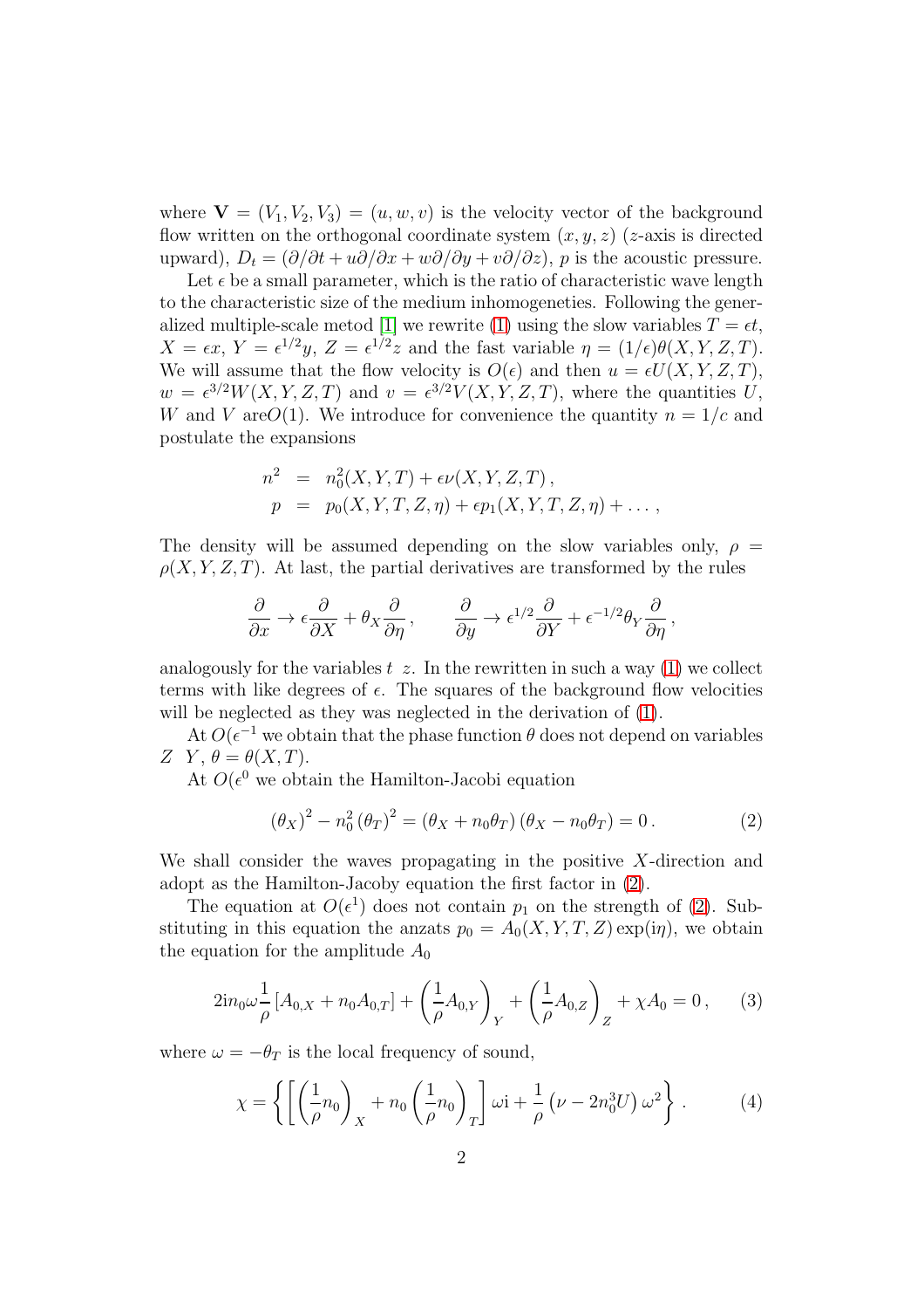where $\mathbf{V} = (V_1, V_2, V_3) = (u, w, v)$ is the velocity vector of the background flow written on the orthogonal coordinate system $(x, y, z)$ ($z$-axis is directed upward), $D_t = (\partial/\partial t + u\partial/\partial x + w\partial/\partial y + v\partial/\partial z)$, $p$ is the acoustic pressure.

Let $\epsilon$ be a small parameter, which is the ratio of characteristic wave length to the characteristic size of the medium inhomogeneties. Following the generalized multiple-scale metod [1] we rewrite (1) using the slow variables $T = \epsilon t$, $X = \epsilon x$, $Y = \epsilon^{1/2} y$, $Z = \epsilon^{1/2} z$ and the fast variable $\eta = (1/\epsilon)\theta(X, Y, Z, T)$. We will assume that the flow velocity is $O(\epsilon)$ and then $u = \epsilon U(X, Y, Z, T)$, $w = \epsilon^{3/2} W(X, Y, Z, T)$ and $v = \epsilon^{3/2} V(X, Y, Z, T)$, where the quantities $U$, $W$ and $V$ are$O(1)$. We introduce for convenience the quantity $n = 1/c$ and postulate the expansions

$$
\begin{aligned}
n^2 &= n_0^2(X, Y, T) + \epsilon\nu(X, Y, Z, T)\,, \\
p &= p_0(X, Y, T, Z, \eta) + \epsilon p_1(X, Y, T, Z, \eta) + \ldots\,,
\end{aligned}
$$

The density will be assumed depending on the slow variables only, $\rho = \rho(X, Y, Z, T)$. At last, the partial derivatives are transformed by the rules

$$
\frac{\partial}{\partial x} \to \epsilon \frac{\partial}{\partial X} + \theta_X \frac{\partial}{\partial \eta}\,, \qquad \frac{\partial}{\partial y} \to \epsilon^{1/2} \frac{\partial}{\partial Y} + \epsilon^{-1/2} \theta_Y \frac{\partial}{\partial \eta}\,,
$$

analogously for the variables $t$ $z$. In the rewritten in such a way (1) we collect terms with like degrees of $\epsilon$. The squares of the background flow velocities will be neglected as they was neglected in the derivation of (1).

At $O(\epsilon^{-1}$ we obtain that the phase function $\theta$ does not depend on variables $Z$ $Y$, $\theta = \theta(X, T)$.

At $O(\epsilon^0$ we obtain the Hamilton-Jacobi equation

$$
(\theta_X)^2 - n_0^2 (\theta_T)^2 = (\theta_X + n_0\theta_T)(\theta_X - n_0\theta_T) = 0\,. \tag{2}
$$

We shall consider the waves propagating in the positive $X$-direction and adopt as the Hamilton-Jacoby equation the first factor in (2).

The equation at $O(\epsilon^1)$ does not contain $p_1$ on the strength of (2). Substituting in this equation the anzats $p_0 = A_0(X, Y, T, Z)\exp(\mathrm{i}\eta)$, we obtain the equation for the amplitude $A_0$

$$
2\mathrm{i}n_0\omega \frac{1}{\rho}\left[A_{0,X} + n_0 A_{0,T}\right] + \left(\frac{1}{\rho}A_{0,Y}\right)_Y + \left(\frac{1}{\rho}A_{0,Z}\right)_Z + \chi A_0 = 0\,, \tag{3}
$$

where $\omega = -\theta_T$ is the local frequency of sound,

$$
\chi = \left\{ \left[ \left(\frac{1}{\rho}n_0\right)_X + n_0 \left(\frac{1}{\rho}n_0\right)_T \right] \omega\mathrm{i} + \frac{1}{\rho}\left(\nu - 2n_0^3 U\right)\omega^2 \right\}. \tag{4}
$$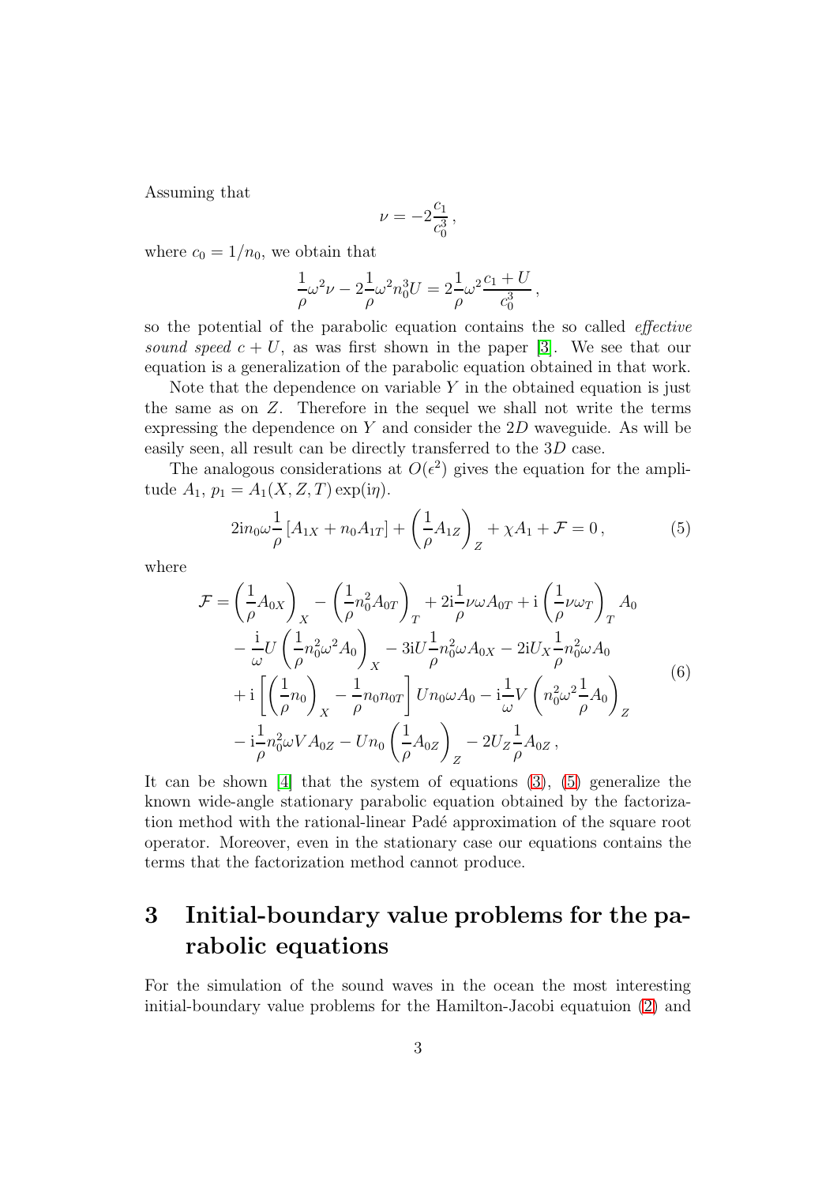Assuming that

$$\nu = -2\frac{c_1}{c_0^3}\,,$$

where $c_0 = 1/n_0$, we obtain that

$$\frac{1}{\rho}\omega^2\nu - 2\frac{1}{\rho}\omega^2 n_0^3 U = 2\frac{1}{\rho}\omega^2\frac{c_1+U}{c_0^3}\,,$$

so the potential of the parabolic equation contains the so called *effective sound speed* $c+U$, as was first shown in the paper [3]. We see that our equation is a generalization of the parabolic equation obtained in that work.

Note that the dependence on variable $Y$ in the obtained equation is just the same as on $Z$. Therefore in the sequel we shall not write the terms expressing the dependence on $Y$ and consider the $2D$ waveguide. As will be easily seen, all result can be directly transferred to the $3D$ case.

The analogous considerations at $O(\epsilon^2)$ gives the equation for the amplitude $A_1$, $p_1 = A_1(X,Z,T)\exp(\mathrm{i}\eta)$.

$$2\mathrm{i}n_0\omega\frac{1}{\rho}\left[A_{1X} + n_0 A_{1T}\right] + \left(\frac{1}{\rho}A_{1Z}\right)_Z + \chi A_1 + \mathcal{F} = 0\,, \tag{5}$$

where

$$\begin{aligned}
\mathcal{F} &= \left(\frac{1}{\rho}A_{0X}\right)_X - \left(\frac{1}{\rho}n_0^2 A_{0T}\right)_T + 2\mathrm{i}\frac{1}{\rho}\nu\omega A_{0T} + \mathrm{i}\left(\frac{1}{\rho}\nu\omega_T\right)_T A_0 \\
&- \frac{\mathrm{i}}{\omega}U\left(\frac{1}{\rho}n_0^2\omega^2 A_0\right)_X - 3\mathrm{i}U\frac{1}{\rho}n_0^2\omega A_{0X} - 2\mathrm{i}U_X\frac{1}{\rho}n_0^2\omega A_0 \\
&+ \mathrm{i}\left[\left(\frac{1}{\rho}n_0\right)_X - \frac{1}{\rho}n_0 n_{0T}\right]Un_0\omega A_0 - \mathrm{i}\frac{1}{\omega}V\left(n_0^2\omega^2\frac{1}{\rho}A_0\right)_Z \\
&- \mathrm{i}\frac{1}{\rho}n_0^2\omega V A_{0Z} - Un_0\left(\frac{1}{\rho}A_{0Z}\right)_Z - 2U_Z\frac{1}{\rho}A_{0Z}\,,
\end{aligned} \tag{6}$$

It can be shown [4] that the system of equations (3), (5) generalize the known wide-angle stationary parabolic equation obtained by the factorization method with the rational-linear Padé approximation of the square root operator. Moreover, even in the stationary case our equations contains the terms that the factorization method cannot produce.

## 3 Initial-boundary value problems for the parabolic equations

For the simulation of the sound waves in the ocean the most interesting initial-boundary value problems for the Hamilton-Jacobi equatuion (2) and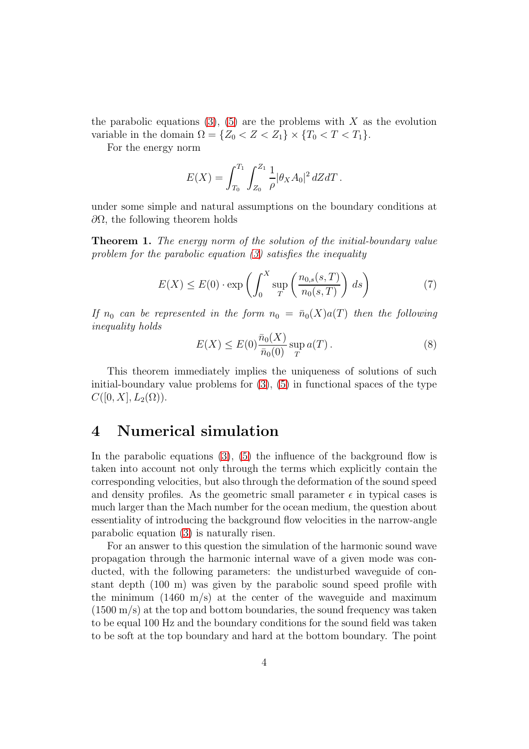the parabolic equations (3), (5) are the problems with $X$ as the evolution variable in the domain $\Omega = \{Z_0 < Z < Z_1\} \times \{T_0 < T < T_1\}$.

For the energy norm

$$E(X) = \int_{T_0}^{T_1} \int_{Z_0}^{Z_1} \frac{1}{\rho} |\theta_X A_0|^2 \, dZ dT \, .$$

under some simple and natural assumptions on the boundary conditions at $\partial\Omega$, the following theorem holds

**Theorem 1.** *The energy norm of the solution of the initial-boundary value problem for the parabolic equation (3) satisfies the inequality*

$$E(X) \leq E(0) \cdot \exp\left( \int_0^X \sup_T \left( \frac{n_{0,s}(s,T)}{n_0(s,T)} \right) \, ds \right) \tag{7}$$

*If $n_0$ can be represented in the form $n_0 = \bar{n}_0(X)a(T)$ then the following inequality holds*

$$E(X) \leq E(0) \frac{\bar{n}_0(X)}{\bar{n}_0(0)} \sup_T a(T) \, . \tag{8}$$

This theorem immediately implies the uniqueness of solutions of such initial-boundary value problems for (3), (5) in functional spaces of the type $C([0, X], L_2(\Omega))$.

# 4 Numerical simulation

In the parabolic equations (3), (5) the influence of the background flow is taken into account not only through the terms which explicitly contain the corresponding velocities, but also through the deformation of the sound speed and density profiles. As the geometric small parameter $\epsilon$ in typical cases is much larger than the Mach number for the ocean medium, the question about essentiality of introducing the background flow velocities in the narrow-angle parabolic equation (3) is naturally risen.

For an answer to this question the simulation of the harmonic sound wave propagation through the harmonic internal wave of a given mode was conducted, with the following parameters: the undisturbed waveguide of constant depth (100 m) was given by the parabolic sound speed profile with the minimum (1460 m/s) at the center of the waveguide and maximum (1500 m/s) at the top and bottom boundaries, the sound frequency was taken to be equal 100 Hz and the boundary conditions for the sound field was taken to be soft at the top boundary and hard at the bottom boundary. The point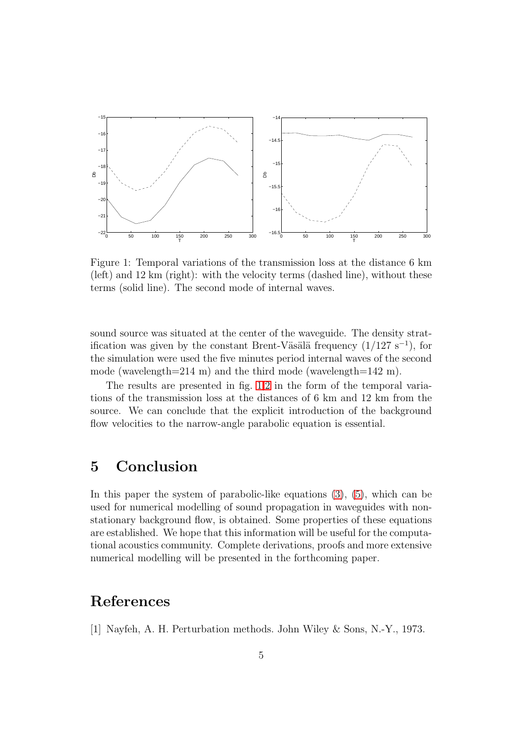Figure 1: Temporal variations of the transmission loss at the distance 6 km (left) and 12 km (right): with the velocity terms (dashed line), without these terms (solid line). The second mode of internal waves.

sound source was situated at the center of the waveguide. The density stratification was given by the constant Brent-Väsälä frequency ($1/127$ s$^{-1}$), for the simulation were used the five minutes period internal waves of the second mode (wavelength=214 m) and the third mode (wavelength=142 m).

The results are presented in fig. 1,2 in the form of the temporal variations of the transmission loss at the distances of 6 km and 12 km from the source. We can conclude that the explicit introduction of the background flow velocities to the narrow-angle parabolic equation is essential.

## 5 Conclusion

In this paper the system of parabolic-like equations (3), (5), which can be used for numerical modelling of sound propagation in waveguides with non-stationary background flow, is obtained. Some properties of these equations are established. We hope that this information will be useful for the computational acoustics community. Complete derivations, proofs and more extensive numerical modelling will be presented in the forthcoming paper.

## References

[1] Nayfeh, A. H. Perturbation methods. John Wiley & Sons, N.-Y., 1973.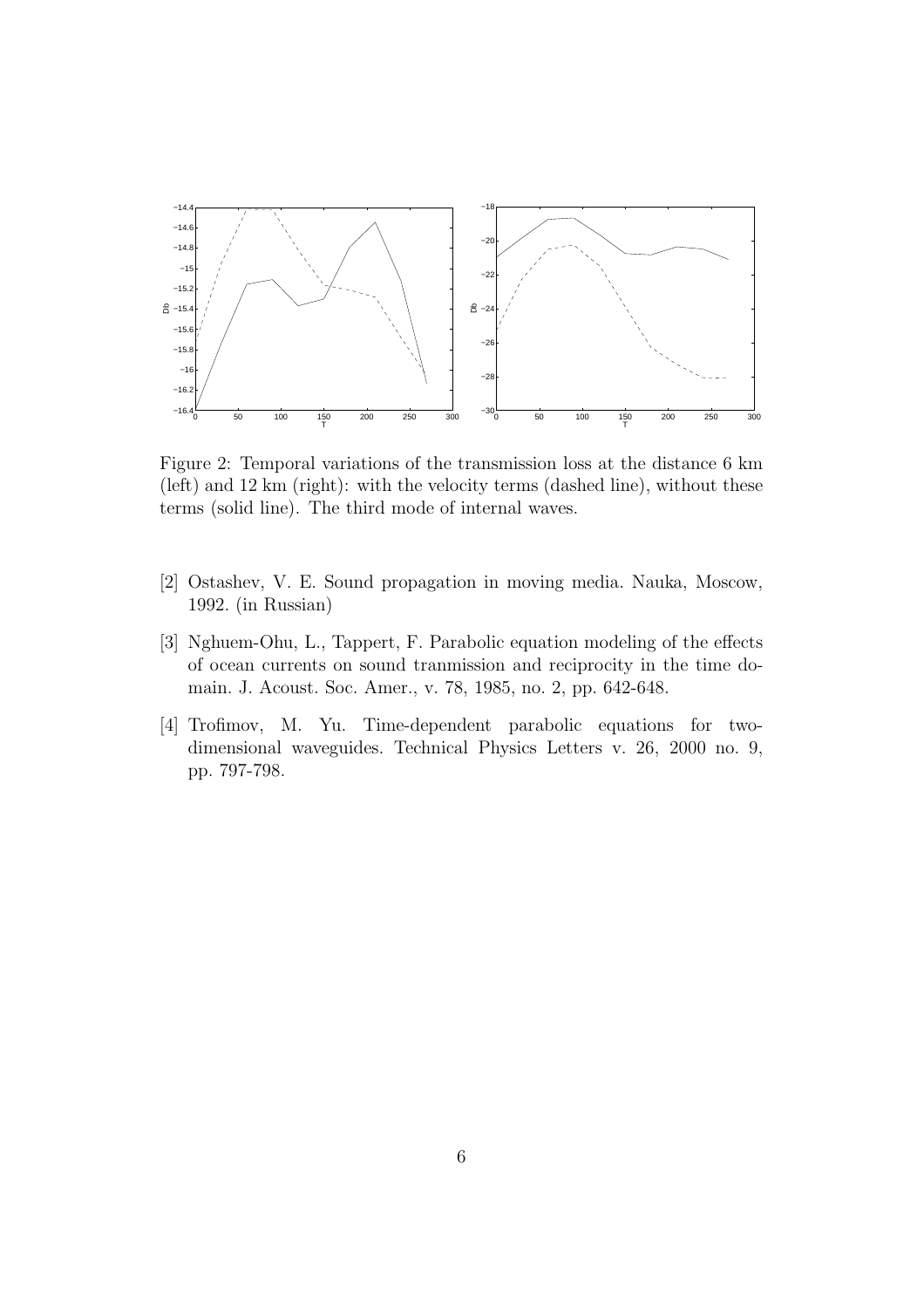−14.4
−14.6
−14.8
−15
−15.2
−15.4
−15.6
−15.8
−16
−16.2
−16.4
0 50 100 150 200 250 300
T
Db

−18
−20
−22
−24
−26
−28
−30
0 50 100 150 200 250 300
T
Db

Figure 2: Temporal variations of the transmission loss at the distance 6 km (left) and 12 km (right): with the velocity terms (dashed line), without these terms (solid line). The third mode of internal waves.

[2] Ostashev, V. E. Sound propagation in moving media. Nauka, Moscow, 1992. (in Russian)

[3] Nghuem-Ohu, L., Tappert, F. Parabolic equation modeling of the effects of ocean currents on sound tranmission and reciprocity in the time domain. J. Acoust. Soc. Amer., v. 78, 1985, no. 2, pp. 642-648.

[4] Trofimov, M. Yu. Time-dependent parabolic equations for two-dimensional waveguides. Technical Physics Letters v. 26, 2000 no. 9, pp. 797-798.